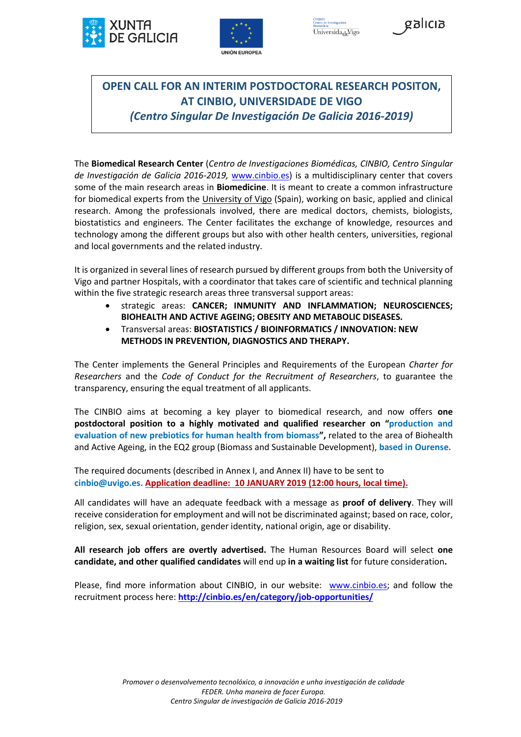## OPEN CALL FOR AN INTERIM POSTDOCTORAL RESEARCH POSITON, AT CINBIO, UNIVERSIDADE DE VIGO
## *(Centro Singular De Investigación De Galicia 2016-2019)*

The **Biomedical Research Center** (*Centro de Investigaciones Biomédicas, CINBIO, Centro Singular de Investigación de Galicia 2016-2019,* www.cinbio.es) is a multidisciplinary center that covers some of the main research areas in **Biomedicine**. It is meant to create a common infrastructure for biomedical experts from the University of Vigo (Spain), working on basic, applied and clinical research. Among the professionals involved, there are medical doctors, chemists, biologists, biostatistics and engineers. The Center facilitates the exchange of knowledge, resources and technology among the different groups but also with other health centers, universities, regional and local governments and the related industry.

It is organized in several lines of research pursued by different groups from both the University of Vigo and partner Hospitals, with a coordinator that takes care of scientific and technical planning within the five strategic research areas three transversal support areas:

- strategic areas: **CANCER; INMUNITY AND INFLAMMATION; NEUROSCIENCES; BIOHEALTH AND ACTIVE AGEING; OBESITY AND METABOLIC DISEASES.**
- Transversal areas: **BIOSTATISTICS / BIOINFORMATICS / INNOVATION: NEW METHODS IN PREVENTION, DIAGNOSTICS AND THERAPY.**

The Center implements the General Principles and Requirements of the European *Charter for Researchers* and the *Code of Conduct for the Recruitment of Researchers*, to guarantee the transparency, ensuring the equal treatment of all applicants.

The CINBIO aims at becoming a key player to biomedical research, and now offers **one postdoctoral position to a highly motivated and qualified researcher on "production and evaluation of new prebiotics for human health from biomass",** related to the area of Biohealth and Active Ageing, in the EQ2 group (Biomass and Sustainable Development), **based in Ourense.**

The required documents (described in Annex I, and Annex II) have to be sent to **cinbio@uvigo.es. Application deadline: 10 JANUARY 2019 (12:00 hours, local time).**

All candidates will have an adequate feedback with a message as **proof of delivery**. They will receive consideration for employment and will not be discriminated against; based on race, color, religion, sex, sexual orientation, gender identity, national origin, age or disability.

**All research job offers are overtly advertised.** The Human Resources Board will select **one candidate, and other qualified candidates** will end up **in a waiting list** for future consideration**.**

Please, find more information about CINBIO, in our website: www.cinbio.es; and follow the recruitment process here: **http://cinbio.es/en/category/job-opportunities/**

*Promover o desenvolvemento tecnolóxico, a innovación e unha investigación de calidade*
*FEDER. Unha maneira de facer Europa.*
*Centro Singular de investigación de Galicia 2016-2019*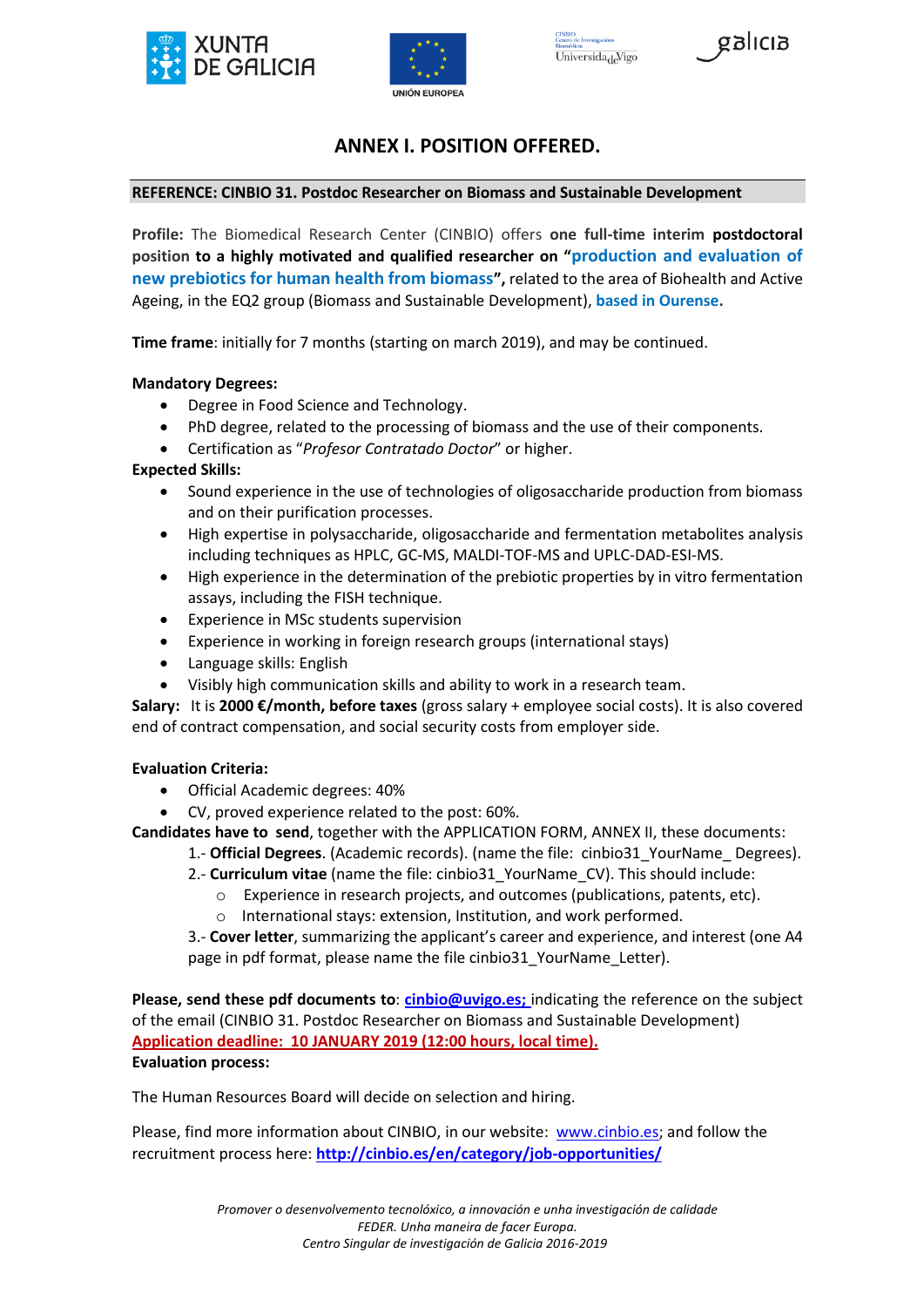# ANNEX I. POSITION OFFERED.

**REFERENCE: CINBIO 31. Postdoc Researcher on Biomass and Sustainable Development**

**Profile:** The Biomedical Research Center (CINBIO) offers **one full-time interim postdoctoral position to a highly motivated and qualified researcher on "production and evaluation of new prebiotics for human health from biomass",** related to the area of Biohealth and Active Ageing, in the EQ2 group (Biomass and Sustainable Development), **based in Ourense.**

**Time frame**: initially for 7 months (starting on march 2019), and may be continued.

**Mandatory Degrees:**

- Degree in Food Science and Technology.
- PhD degree, related to the processing of biomass and the use of their components.
- Certification as "*Profesor Contratado Doctor*" or higher.

**Expected Skills:**

- Sound experience in the use of technologies of oligosaccharide production from biomass and on their purification processes.
- High expertise in polysaccharide, oligosaccharide and fermentation metabolites analysis including techniques as HPLC, GC-MS, MALDI-TOF-MS and UPLC-DAD-ESI-MS.
- High experience in the determination of the prebiotic properties by in vitro fermentation assays, including the FISH technique.
- Experience in MSc students supervision
- Experience in working in foreign research groups (international stays)
- Language skills: English
- Visibly high communication skills and ability to work in a research team.

**Salary:** It is **2000 €/month, before taxes** (gross salary + employee social costs). It is also covered end of contract compensation, and social security costs from employer side.

**Evaluation Criteria:**

- Official Academic degrees: 40%
- CV, proved experience related to the post: 60%.

**Candidates have to send**, together with the APPLICATION FORM, ANNEX II, these documents:

1.- **Official Degrees**. (Academic records). (name the file: cinbio31_YourName_ Degrees).

2.- **Curriculum vitae** (name the file: cinbio31_YourName_CV). This should include:

- Experience in research projects, and outcomes (publications, patents, etc).
- International stays: extension, Institution, and work performed.

3.- **Cover letter**, summarizing the applicant's career and experience, and interest (one A4 page in pdf format, please name the file cinbio31_YourName_Letter).

**Please, send these pdf documents to**: **cinbio@uvigo.es;** indicating the reference on the subject of the email (CINBIO 31. Postdoc Researcher on Biomass and Sustainable Development)

**Application deadline: 10 JANUARY 2019 (12:00 hours, local time).**

**Evaluation process:**

The Human Resources Board will decide on selection and hiring.

Please, find more information about CINBIO, in our website: www.cinbio.es; and follow the recruitment process here: **http://cinbio.es/en/category/job-opportunities/**

*Promover o desenvolvemento tecnolóxico, a innovación e unha investigación de calidade*
*FEDER. Unha maneira de facer Europa.*
*Centro Singular de investigación de Galicia 2016-2019*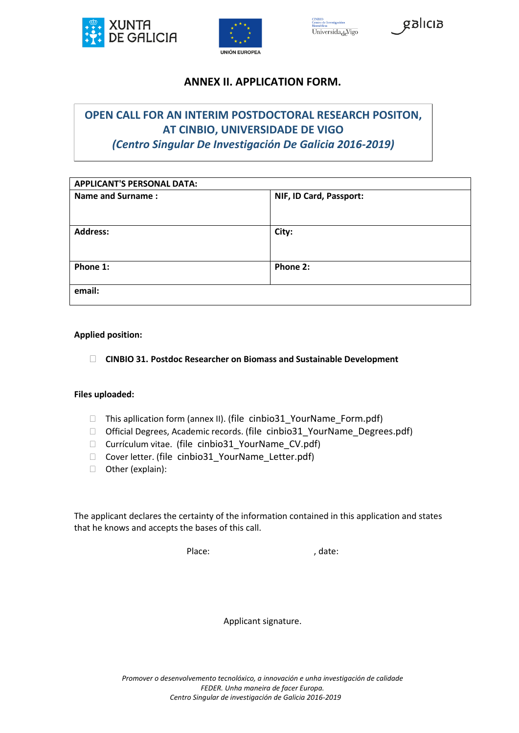# ANNEX II. APPLICATION FORM.

## OPEN CALL FOR AN INTERIM POSTDOCTORAL RESEARCH POSITON, AT CINBIO, UNIVERSIDADE DE VIGO
## *(Centro Singular De Investigación De Galicia 2016-2019)*

| **APPLICANT'S PERSONAL DATA:** | |
|---|---|
| **Name and Surname :** | **NIF, ID Card, Passport:** |
| **Address:** | **City:** |
| **Phone 1:** | **Phone 2:** |
| **email:** | |

**Applied position:**

- ☐ **CINBIO 31. Postdoc Researcher on Biomass and Sustainable Development**

**Files uploaded:**

- ☐ This apllication form (annex II). (file cinbio31_YourName_Form.pdf)
- ☐ Official Degrees, Academic records. (file cinbio31_YourName_Degrees.pdf)
- ☐ Currículum vitae. (file cinbio31_YourName_CV.pdf)
- ☐ Cover letter. (file cinbio31_YourName_Letter.pdf)
- ☐ Other (explain):

The applicant declares the certainty of the information contained in this application and states that he knows and accepts the bases of this call.

Place: , date:

Applicant signature.

*Promover o desenvolvemento tecnolóxico, a innovación e unha investigación de calidade*
*FEDER. Unha maneira de facer Europa.*
*Centro Singular de investigación de Galicia 2016-2019*